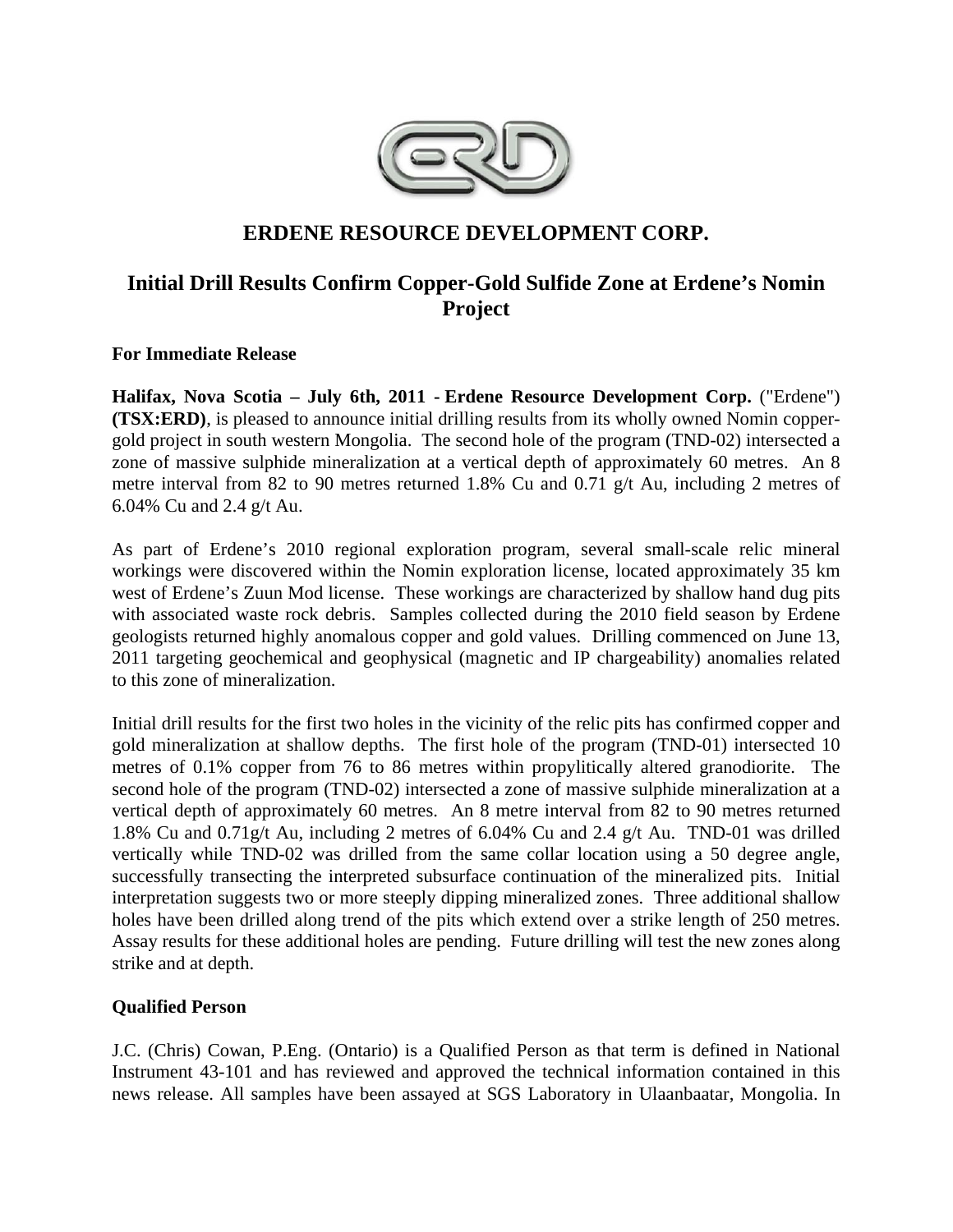# ERDENE RESOURCE DEVELOPMENT CORP.

## Initial Drill Results Confirm Copper-Gold Sulfide Zone at Erdene's Nomin Project

**For Immediate Release**

**Halifax, Nova Scotia – July 6th, 2011 - Erdene Resource Development Corp.** ("Erdene") **(TSX:ERD)**, is pleased to announce initial drilling results from its wholly owned Nomin copper-gold project in south western Mongolia. The second hole of the program (TND-02) intersected a zone of massive sulphide mineralization at a vertical depth of approximately 60 metres. An 8 metre interval from 82 to 90 metres returned 1.8% Cu and 0.71 g/t Au, including 2 metres of 6.04% Cu and 2.4 g/t Au.

As part of Erdene's 2010 regional exploration program, several small-scale relic mineral workings were discovered within the Nomin exploration license, located approximately 35 km west of Erdene's Zuun Mod license. These workings are characterized by shallow hand dug pits with associated waste rock debris. Samples collected during the 2010 field season by Erdene geologists returned highly anomalous copper and gold values. Drilling commenced on June 13, 2011 targeting geochemical and geophysical (magnetic and IP chargeability) anomalies related to this zone of mineralization.

Initial drill results for the first two holes in the vicinity of the relic pits has confirmed copper and gold mineralization at shallow depths. The first hole of the program (TND-01) intersected 10 metres of 0.1% copper from 76 to 86 metres within propylitically altered granodiorite. The second hole of the program (TND-02) intersected a zone of massive sulphide mineralization at a vertical depth of approximately 60 metres. An 8 metre interval from 82 to 90 metres returned 1.8% Cu and 0.71g/t Au, including 2 metres of 6.04% Cu and 2.4 g/t Au. TND-01 was drilled vertically while TND-02 was drilled from the same collar location using a 50 degree angle, successfully transecting the interpreted subsurface continuation of the mineralized pits. Initial interpretation suggests two or more steeply dipping mineralized zones. Three additional shallow holes have been drilled along trend of the pits which extend over a strike length of 250 metres. Assay results for these additional holes are pending. Future drilling will test the new zones along strike and at depth.

**Qualified Person**

J.C. (Chris) Cowan, P.Eng. (Ontario) is a Qualified Person as that term is defined in National Instrument 43-101 and has reviewed and approved the technical information contained in this news release. All samples have been assayed at SGS Laboratory in Ulaanbaatar, Mongolia. In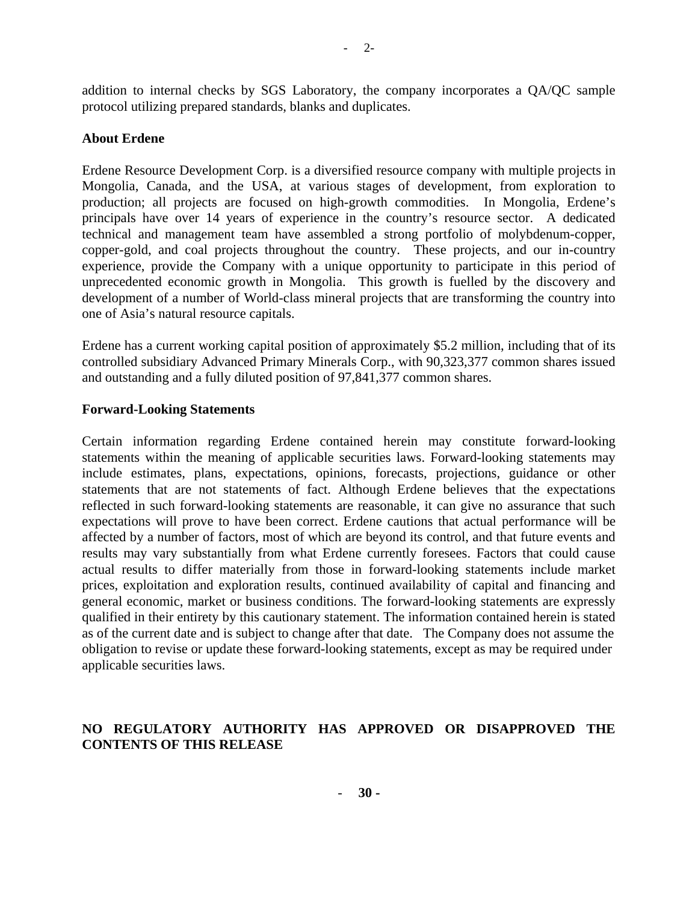addition to internal checks by SGS Laboratory, the company incorporates a QA/QC sample protocol utilizing prepared standards, blanks and duplicates.

**About Erdene**

Erdene Resource Development Corp. is a diversified resource company with multiple projects in Mongolia, Canada, and the USA, at various stages of development, from exploration to production; all projects are focused on high-growth commodities. In Mongolia, Erdene's principals have over 14 years of experience in the country's resource sector. A dedicated technical and management team have assembled a strong portfolio of molybdenum-copper, copper-gold, and coal projects throughout the country. These projects, and our in-country experience, provide the Company with a unique opportunity to participate in this period of unprecedented economic growth in Mongolia. This growth is fuelled by the discovery and development of a number of World-class mineral projects that are transforming the country into one of Asia's natural resource capitals.

Erdene has a current working capital position of approximately $5.2 million, including that of its controlled subsidiary Advanced Primary Minerals Corp., with 90,323,377 common shares issued and outstanding and a fully diluted position of 97,841,377 common shares.

**Forward-Looking Statements**

Certain information regarding Erdene contained herein may constitute forward-looking statements within the meaning of applicable securities laws. Forward-looking statements may include estimates, plans, expectations, opinions, forecasts, projections, guidance or other statements that are not statements of fact. Although Erdene believes that the expectations reflected in such forward-looking statements are reasonable, it can give no assurance that such expectations will prove to have been correct. Erdene cautions that actual performance will be affected by a number of factors, most of which are beyond its control, and that future events and results may vary substantially from what Erdene currently foresees. Factors that could cause actual results to differ materially from those in forward-looking statements include market prices, exploitation and exploration results, continued availability of capital and financing and general economic, market or business conditions. The forward-looking statements are expressly qualified in their entirety by this cautionary statement. The information contained herein is stated as of the current date and is subject to change after that date. The Company does not assume the obligation to revise or update these forward-looking statements, except as may be required under applicable securities laws.

**NO REGULATORY AUTHORITY HAS APPROVED OR DISAPPROVED THE CONTENTS OF THIS RELEASE**

**- 30 -**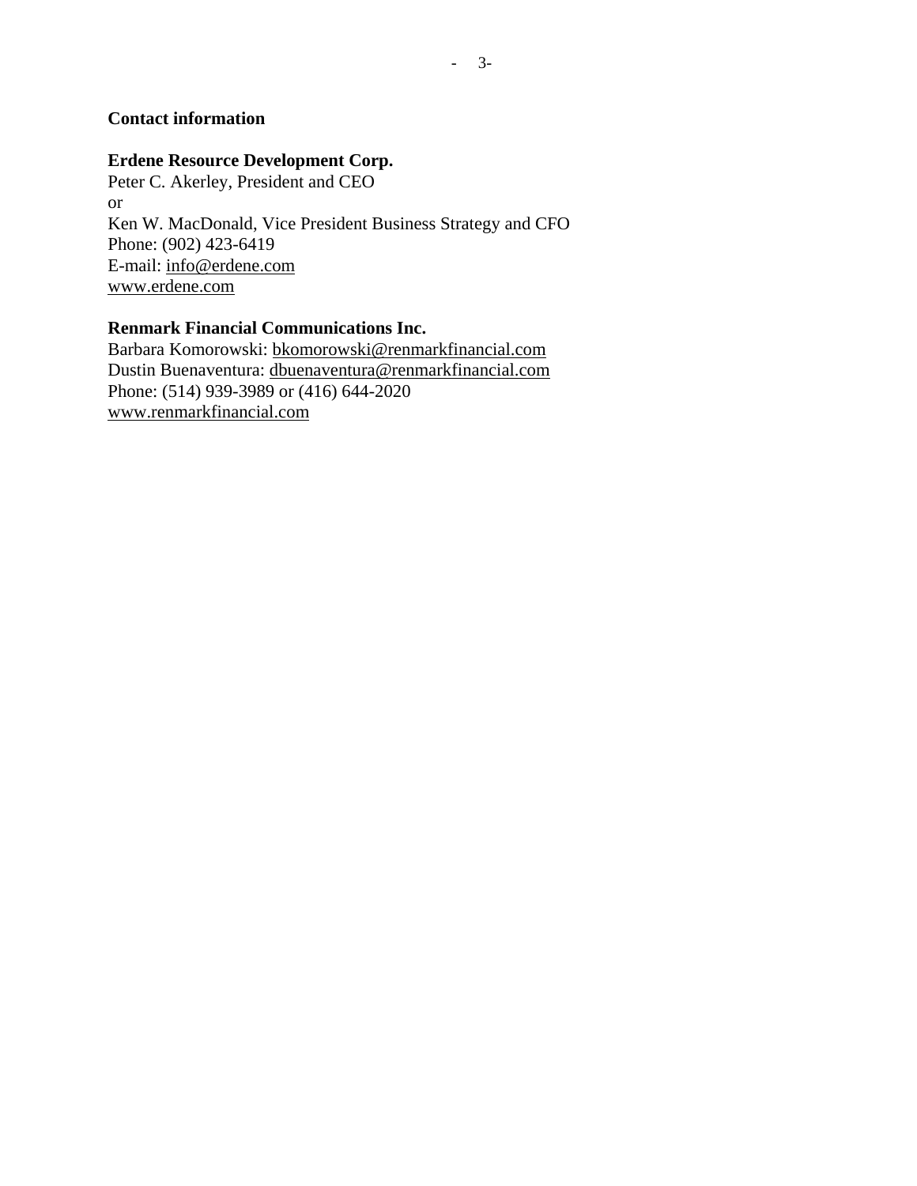**Contact information**

**Erdene Resource Development Corp.**
Peter C. Akerley, President and CEO
or
Ken W. MacDonald, Vice President Business Strategy and CFO
Phone: (902) 423-6419
E-mail: info@erdene.com
www.erdene.com

**Renmark Financial Communications Inc.**
Barbara Komorowski: bkomorowski@renmarkfinancial.com
Dustin Buenaventura: dbuenaventura@renmarkfinancial.com
Phone: (514) 939-3989 or (416) 644-2020
www.renmarkfinancial.com